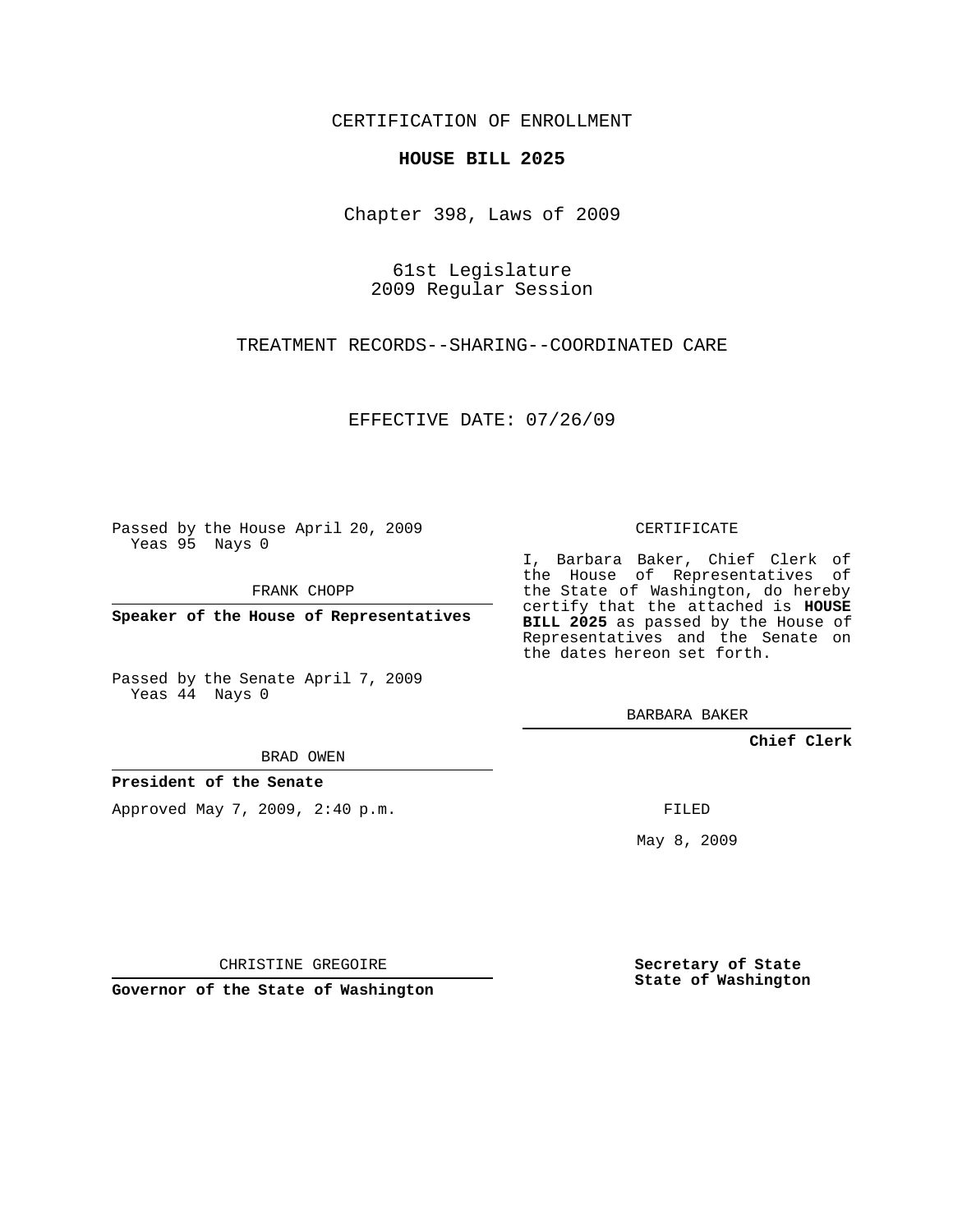CERTIFICATION OF ENROLLMENT

**HOUSE BILL 2025**

Chapter 398, Laws of 2009

61st Legislature
2009 Regular Session

TREATMENT RECORDS--SHARING--COORDINATED CARE

EFFECTIVE DATE: 07/26/09

Passed by the House April 20, 2009
Yeas 95 Nays 0

FRANK CHOPP

**Speaker of the House of Representatives**

Passed by the Senate April 7, 2009
Yeas 44 Nays 0

BRAD OWEN

**President of the Senate**

Approved May 7, 2009, 2:40 p.m.

CHRISTINE GREGOIRE

**Governor of the State of Washington**

CERTIFICATE

I, Barbara Baker, Chief Clerk of the House of Representatives of the State of Washington, do hereby certify that the attached is **HOUSE BILL 2025** as passed by the House of Representatives and the Senate on the dates hereon set forth.

BARBARA BAKER

**Chief Clerk**

FILED

May 8, 2009

**Secretary of State**
**State of Washington**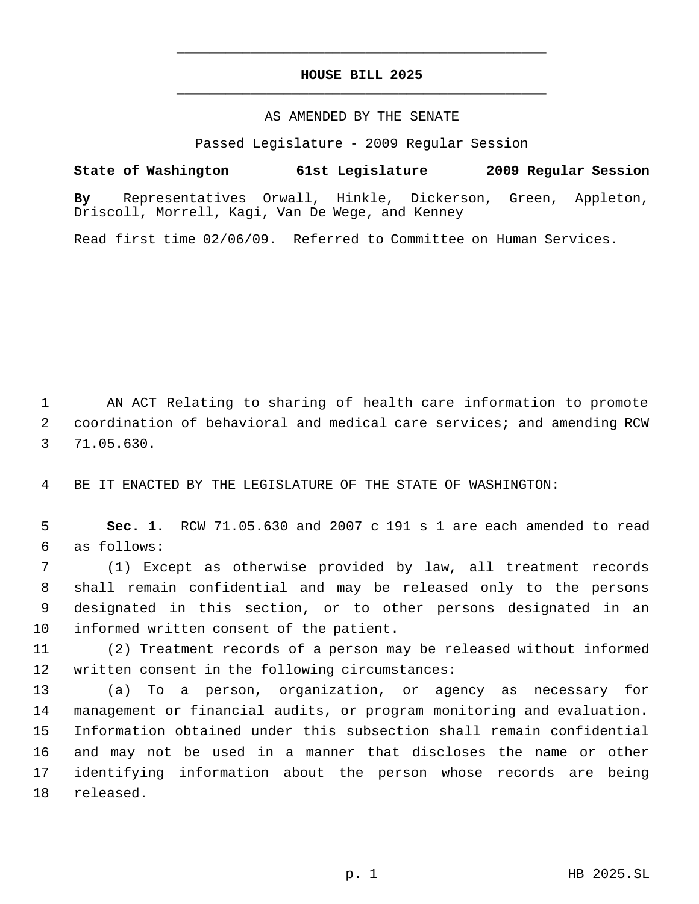# HOUSE BILL 2025

AS AMENDED BY THE SENATE

Passed Legislature - 2009 Regular Session

**State of Washington 61st Legislature 2009 Regular Session**

**By** Representatives Orwall, Hinkle, Dickerson, Green, Appleton, Driscoll, Morrell, Kagi, Van De Wege, and Kenney

Read first time 02/06/09. Referred to Committee on Human Services.

AN ACT Relating to sharing of health care information to promote coordination of behavioral and medical care services; and amending RCW 71.05.630.

BE IT ENACTED BY THE LEGISLATURE OF THE STATE OF WASHINGTON:

**Sec. 1.** RCW 71.05.630 and 2007 c 191 s 1 are each amended to read as follows:

(1) Except as otherwise provided by law, all treatment records shall remain confidential and may be released only to the persons designated in this section, or to other persons designated in an informed written consent of the patient.

(2) Treatment records of a person may be released without informed written consent in the following circumstances:

(a) To a person, organization, or agency as necessary for management or financial audits, or program monitoring and evaluation. Information obtained under this subsection shall remain confidential and may not be used in a manner that discloses the name or other identifying information about the person whose records are being released.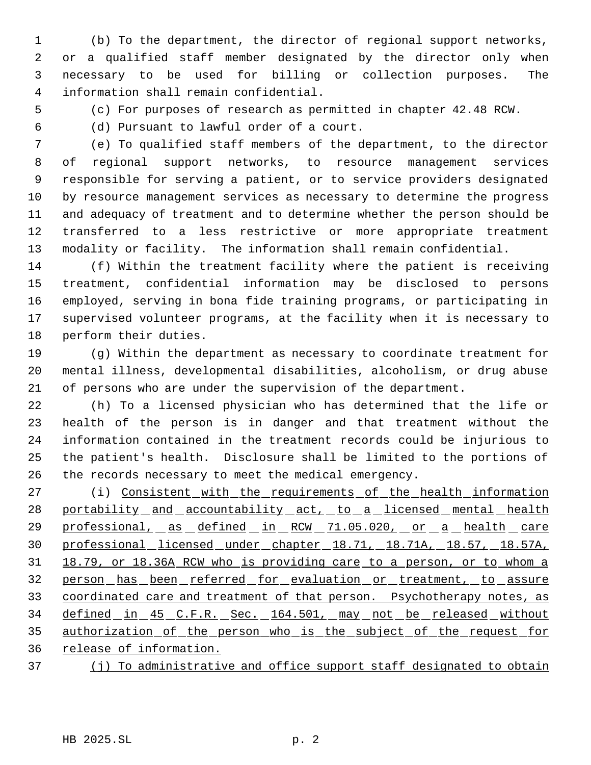(b) To the department, the director of regional support networks, or a qualified staff member designated by the director only when necessary to be used for billing or collection purposes. The information shall remain confidential.

(c) For purposes of research as permitted in chapter 42.48 RCW.

(d) Pursuant to lawful order of a court.

(e) To qualified staff members of the department, to the director of regional support networks, to resource management services responsible for serving a patient, or to service providers designated by resource management services as necessary to determine the progress and adequacy of treatment and to determine whether the person should be transferred to a less restrictive or more appropriate treatment modality or facility. The information shall remain confidential.

(f) Within the treatment facility where the patient is receiving treatment, confidential information may be disclosed to persons employed, serving in bona fide training programs, or participating in supervised volunteer programs, at the facility when it is necessary to perform their duties.

(g) Within the department as necessary to coordinate treatment for mental illness, developmental disabilities, alcoholism, or drug abuse of persons who are under the supervision of the department.

(h) To a licensed physician who has determined that the life or health of the person is in danger and that treatment without the information contained in the treatment records could be injurious to the patient's health. Disclosure shall be limited to the portions of the records necessary to meet the medical emergency.

(i) <u>Consistent with the requirements of the health information portability and accountability act, to a licensed mental health professional, as defined in RCW 71.05.020, or a health care professional licensed under chapter 18.71, 18.71A, 18.57, 18.57A, 18.79, or 18.36A RCW who is providing care to a person, or to whom a person has been referred for evaluation or treatment, to assure coordinated care and treatment of that person. Psychotherapy notes, as defined in 45 C.F.R. Sec. 164.501, may not be released without authorization of the person who is the subject of the request for release of information.</u>

<u>(j) To administrative and office support staff designated to obtain</u>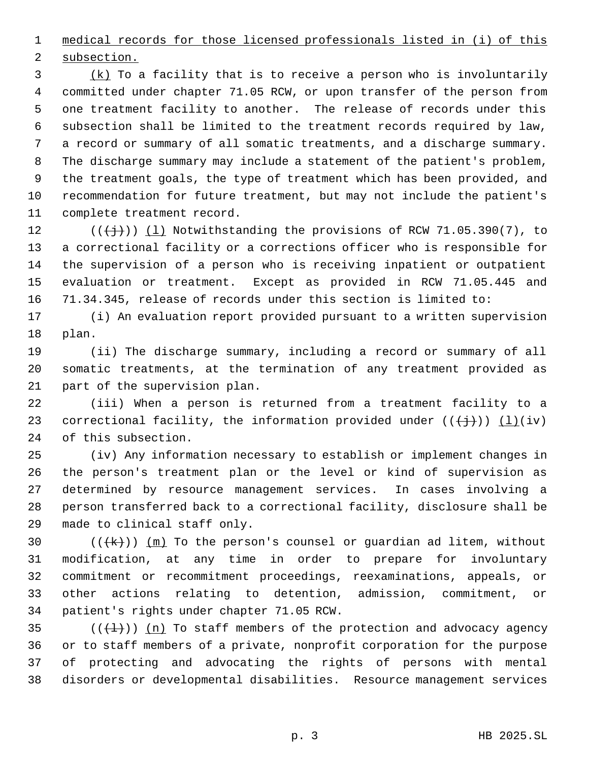medical records for those licensed professionals listed in (i) of this subsection.

(k) To a facility that is to receive a person who is involuntarily committed under chapter 71.05 RCW, or upon transfer of the person from one treatment facility to another. The release of records under this subsection shall be limited to the treatment records required by law, a record or summary of all somatic treatments, and a discharge summary. The discharge summary may include a statement of the patient's problem, the treatment goals, the type of treatment which has been provided, and recommendation for future treatment, but may not include the patient's complete treatment record.

(((j))) (l) Notwithstanding the provisions of RCW 71.05.390(7), to a correctional facility or a corrections officer who is responsible for the supervision of a person who is receiving inpatient or outpatient evaluation or treatment. Except as provided in RCW 71.05.445 and 71.34.345, release of records under this section is limited to:

(i) An evaluation report provided pursuant to a written supervision plan.

(ii) The discharge summary, including a record or summary of all somatic treatments, at the termination of any treatment provided as part of the supervision plan.

(iii) When a person is returned from a treatment facility to a correctional facility, the information provided under (((j))) (l)(iv) of this subsection.

(iv) Any information necessary to establish or implement changes in the person's treatment plan or the level or kind of supervision as determined by resource management services. In cases involving a person transferred back to a correctional facility, disclosure shall be made to clinical staff only.

(((k))) (m) To the person's counsel or guardian ad litem, without modification, at any time in order to prepare for involuntary commitment or recommitment proceedings, reexaminations, appeals, or other actions relating to detention, admission, commitment, or patient's rights under chapter 71.05 RCW.

(((l))) (n) To staff members of the protection and advocacy agency or to staff members of a private, nonprofit corporation for the purpose of protecting and advocating the rights of persons with mental disorders or developmental disabilities. Resource management services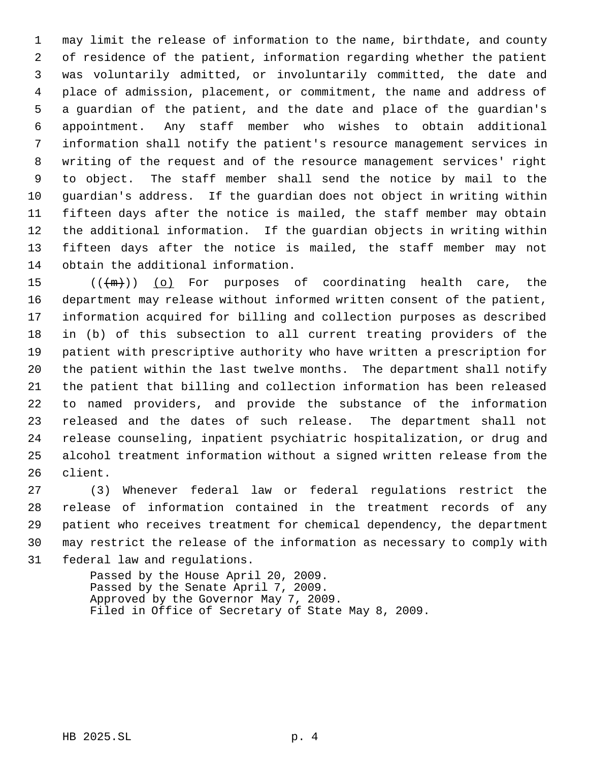may limit the release of information to the name, birthdate, and county of residence of the patient, information regarding whether the patient was voluntarily admitted, or involuntarily committed, the date and place of admission, placement, or commitment, the name and address of a guardian of the patient, and the date and place of the guardian's appointment. Any staff member who wishes to obtain additional information shall notify the patient's resource management services in writing of the request and of the resource management services' right to object. The staff member shall send the notice by mail to the guardian's address. If the guardian does not object in writing within fifteen days after the notice is mailed, the staff member may obtain the additional information. If the guardian objects in writing within fifteen days after the notice is mailed, the staff member may not obtain the additional information.

(( ~~(m)~~ )) (o) For purposes of coordinating health care, the department may release without informed written consent of the patient, information acquired for billing and collection purposes as described in (b) of this subsection to all current treating providers of the patient with prescriptive authority who have written a prescription for the patient within the last twelve months. The department shall notify the patient that billing and collection information has been released to named providers, and provide the substance of the information released and the dates of such release. The department shall not release counseling, inpatient psychiatric hospitalization, or drug and alcohol treatment information without a signed written release from the client.

(3) Whenever federal law or federal regulations restrict the release of information contained in the treatment records of any patient who receives treatment for chemical dependency, the department may restrict the release of the information as necessary to comply with federal law and regulations.

Passed by the House April 20, 2009.
Passed by the Senate April 7, 2009.
Approved by the Governor May 7, 2009.
Filed in Office of Secretary of State May 8, 2009.